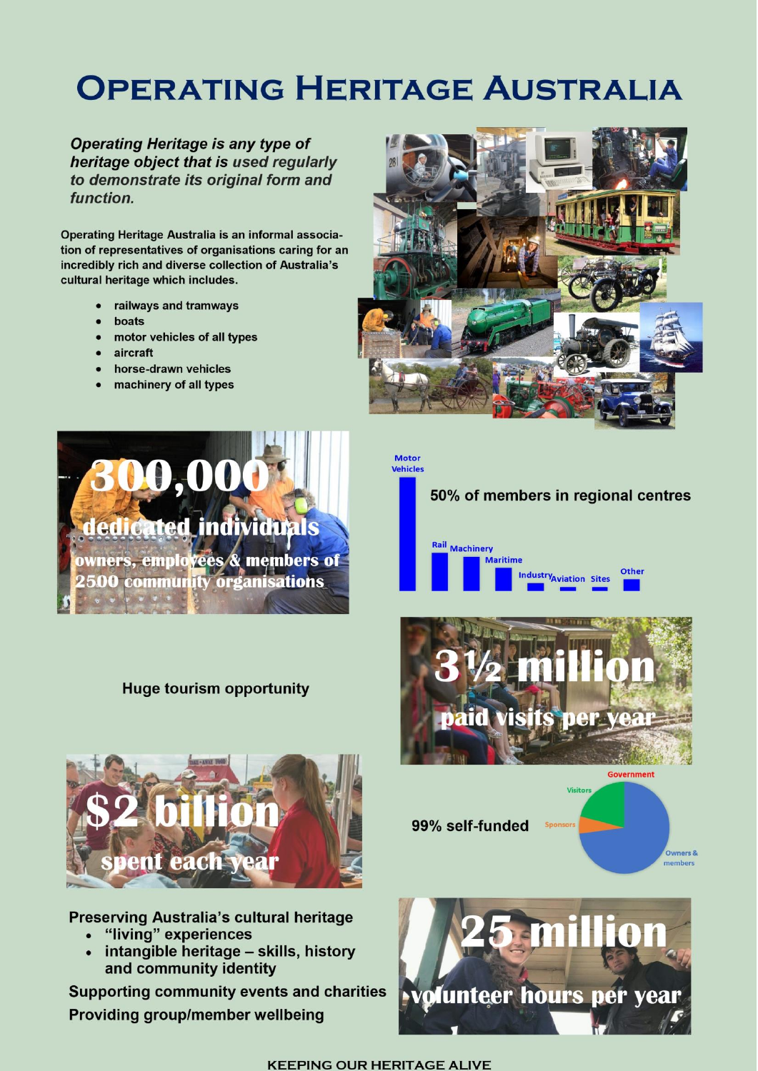# Operating Heritage Australia

*Operating Heritage is any type of heritage object that is used regularly to demonstrate its original form and function.*

Operating Heritage Australia is an informal association of representatives of organisations caring for an incredibly rich and diverse collection of Australia's cultural heritage which includes.

- railways and tramways
- boats
- motor vehicles of all types
- aircraft
- horse-drawn vehicles
- machinery of all types

**300,000**

**dedicated individuals**

owners, employees & members of 2500 community organisations

Motor Vehicles

Rail

Machinery

Maritime

Industry

Aviation

Sites

Other

50% of members in regional centres

Huge tourism opportunity

**3½ million**

**paid visits per year**

**$2 billion**

**spent each year**

99% self-funded

Government

Visitors

Sponsors

Owners & members

Preserving Australia's cultural heritage
- "living" experiences
- intangible heritage – skills, history and community identity

Supporting community events and charities

Providing group/member wellbeing

**25 million**

**volunteer hours per year**

KEEPING OUR HERITAGE ALIVE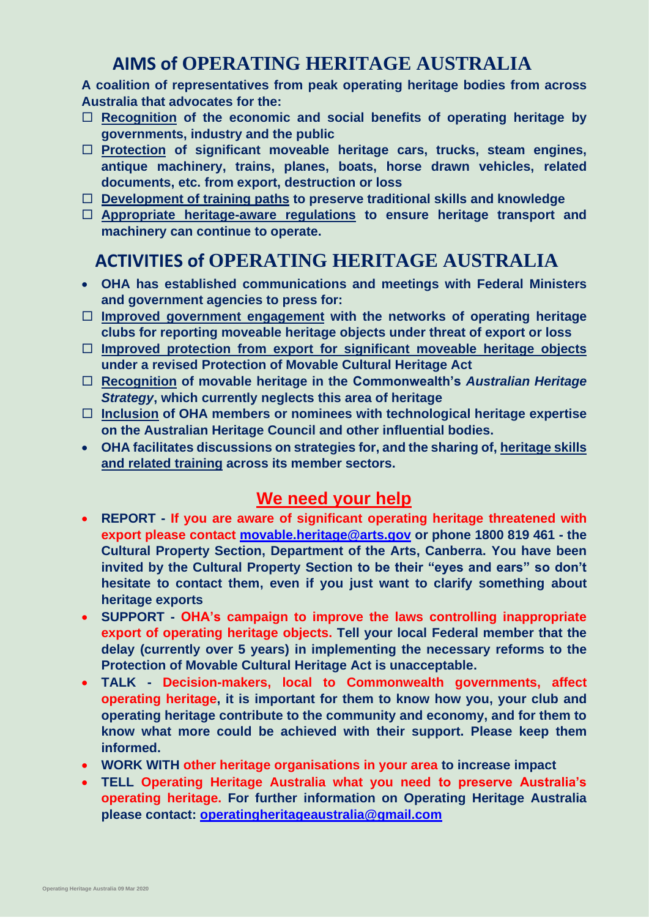# AIMS of OPERATING HERITAGE AUSTRALIA

**A coalition of representatives from peak operating heritage bodies from across Australia that advocates for the:**

- ☐ **Recognition of the economic and social benefits of operating heritage by governments, industry and the public**
- ☐ **Protection of significant moveable heritage cars, trucks, steam engines, antique machinery, trains, planes, boats, horse drawn vehicles, related documents, etc. from export, destruction or loss**
- ☐ **Development of training paths to preserve traditional skills and knowledge**
- ☐ **Appropriate heritage-aware regulations to ensure heritage transport and machinery can continue to operate.**

# ACTIVITIES of OPERATING HERITAGE AUSTRALIA

- **OHA has established communications and meetings with Federal Ministers and government agencies to press for:**
- ☐ **Improved government engagement with the networks of operating heritage clubs for reporting moveable heritage objects under threat of export or loss**
- ☐ **Improved protection from export for significant moveable heritage objects under a revised Protection of Movable Cultural Heritage Act**
- ☐ **Recognition of movable heritage in the Commonwealth's *Australian Heritage Strategy*, which currently neglects this area of heritage**
- ☐ **Inclusion of OHA members or nominees with technological heritage expertise on the Australian Heritage Council and other influential bodies.**
- **OHA facilitates discussions on strategies for, and the sharing of, heritage skills and related training across its member sectors.**

## We need your help

- **REPORT - If you are aware of significant operating heritage threatened with export please contact movable.heritage@arts.gov or phone 1800 819 461 - the Cultural Property Section, Department of the Arts, Canberra. You have been invited by the Cultural Property Section to be their "eyes and ears" so don't hesitate to contact them, even if you just want to clarify something about heritage exports**
- **SUPPORT - OHA's campaign to improve the laws controlling inappropriate export of operating heritage objects. Tell your local Federal member that the delay (currently over 5 years) in implementing the necessary reforms to the Protection of Movable Cultural Heritage Act is unacceptable.**
- **TALK - Decision-makers, local to Commonwealth governments, affect operating heritage, it is important for them to know how you, your club and operating heritage contribute to the community and economy, and for them to know what more could be achieved with their support. Please keep them informed.**
- **WORK WITH other heritage organisations in your area to increase impact**
- **TELL Operating Heritage Australia what you need to preserve Australia's operating heritage. For further information on Operating Heritage Australia please contact: operatingheritageaustralia@gmail.com**

Operating Heritage Australia 09 Mar 2020